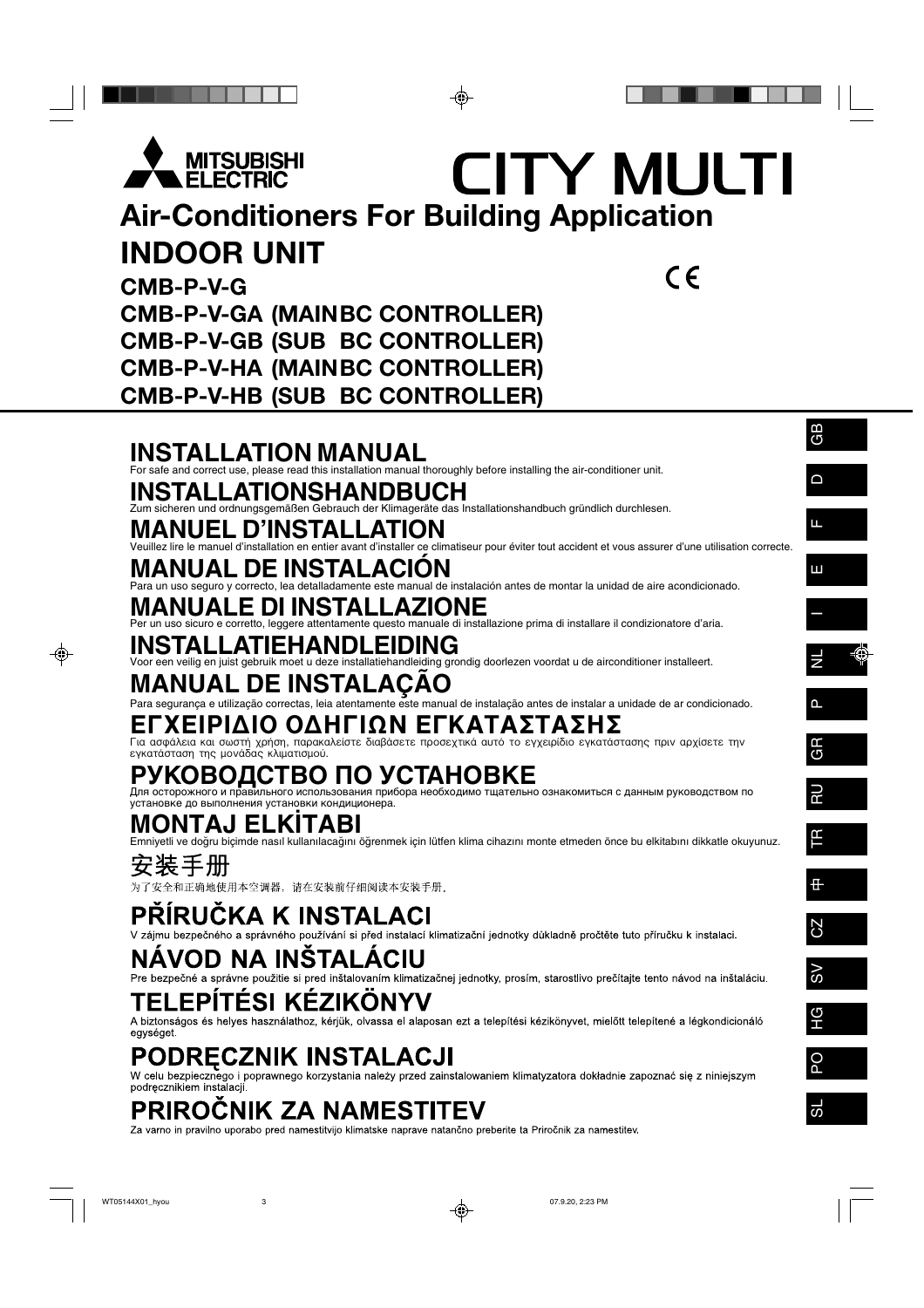MITSUBISHI ELECTRIC

CITY MULTI

# Air-Conditioners For Building Application

# INDOOR UNIT

**CMB-P-V-G**
**CMB-P-V-GA (MAIN BC CONTROLLER)**
**CMB-P-V-GB (SUB BC CONTROLLER)**
**CMB-P-V-HA (MAIN BC CONTROLLER)**
**CMB-P-V-HB (SUB BC CONTROLLER)**

## INSTALLATION MANUAL
For safe and correct use, please read this installation manual thoroughly before installing the air-conditioner unit.

GB

## INSTALLATIONSHANDBUCH
Zum sicheren und ordnungsgemäßen Gebrauch der Klimageräte das Installationshandbuch gründlich durchlesen.

D

## MANUEL D'INSTALLATION
Veuillez lire le manuel d'installation en entier avant d'installer ce climatiseur pour éviter tout accident et vous assurer d'une utilisation correcte.

F

## MANUAL DE INSTALACIÓN
Para un uso seguro y correcto, lea detalladamente este manual de instalación antes de montar la unidad de aire acondicionado.

E

## MANUALE DI INSTALLAZIONE
Per un uso sicuro e corretto, leggere attentamente questo manuale di installazione prima di installare il condizionatore d'aria.

I

## INSTALLATIEHANDLEIDING
Voor een veilig en juist gebruik moet u deze installatiehandleiding grondig doorlezen voordat u de airconditioner installeert.

NL

## MANUAL DE INSTALAÇÃO
Para segurança e utilização correctas, leia atentamente este manual de instalação antes de instalar a unidade de ar condicionado.

P

## ΕΓΧΕΙΡΙΔΙΟ ΟΔΗΓΙΩΝ ΕΓΚΑΤΑΣΤΑΣΗΣ
Για ασφάλεια και σωστή χρήση, παρακαλείστε διαβάσετε προσεχτικά αυτό το εγχειρίδιο εγκατάστασης πριν αρχίσετε την εγκατάσταση της μονάδας κλιματισμού.

GR

## РУКОВОДСТВО ПО УСТАНОВКЕ
Для осторожного и правильного использования прибора необходимо тщательно ознакомиться с данным руководством по установке до выполнения установки кондиционера.

RU

## MONTAJ ELKİTABI
Emniyetli ve doğru biçimde nasıl kullanılacağını öğrenmek için lütfen klima cihazını monte etmeden önce bu elkitabını dikkatle okuyunuz.

TR

## 安装手册
为了安全和正确地使用本空调器，请在安装前仔细阅读本安装手册。

中

## PŘÍRUČKA K INSTALACI
V zájmu bezpečného a správného používání si před instalací klimatizační jednotky důkladně pročtěte tuto příručku k instalaci.

CZ

## NÁVOD NA INŠTALÁCIU
Pre bezpečné a správne použitie si pred inštalovaním klimatizačnej jednotky, prosím, starostlivo prečítajte tento návod na inštaláciu.

SV

## TELEPÍTÉSI KÉZIKÖNYV
A biztonságos és helyes használathoz, kérjük, olvassa el alaposan ezt a telepítési kézikönyvet, mielőtt telepítené a légkondicionáló egységet.

HG

## PODRĘCZNIK INSTALACJI
W celu bezpiecznego i poprawnego korzystania należy przed zainstalowaniem klimatyzatora dokładnie zapoznać się z niniejszym podręcznikiem instalacji.

PO

## PRIROČNIK ZA NAMESTITEV
Za varno in pravilno uporabo pred namestitvijo klimatske naprave natančno preberite ta Priročnik za namestitev.

SL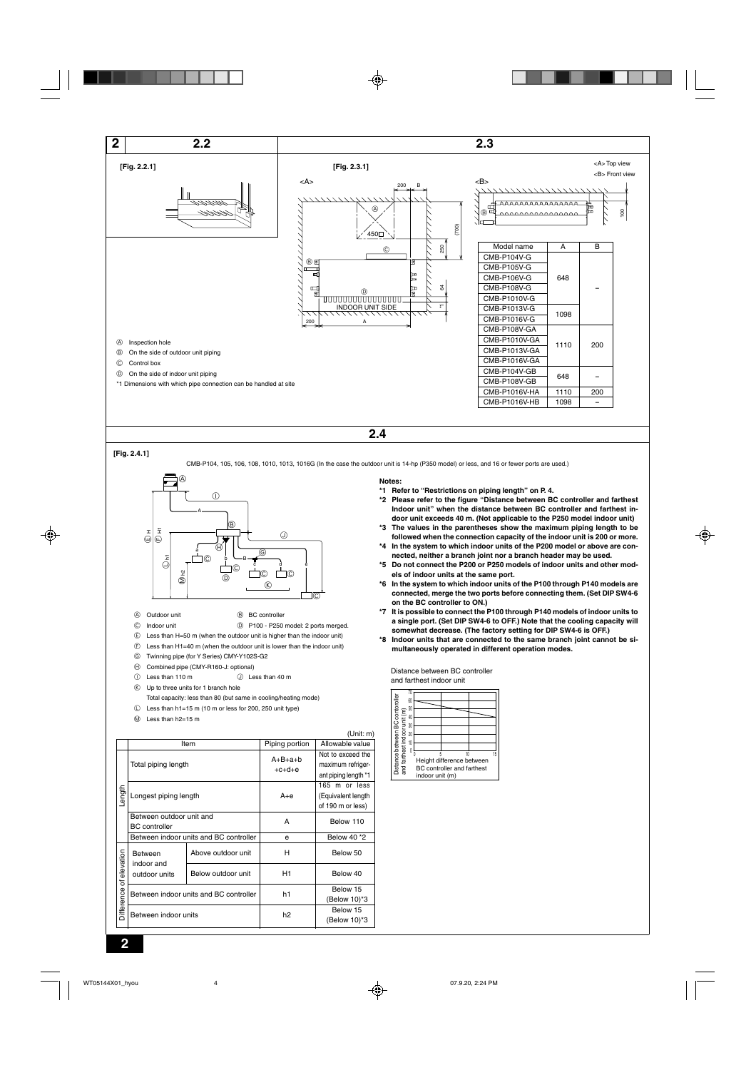## 2 2.2

[Fig. 2.2.1]

## 2.3

[Fig. 2.3.1]

<A> Top view
<B> Front view

Ⓐ Inspection hole
Ⓑ On the side of outdoor unit piping
Ⓒ Control box
Ⓓ On the side of indoor unit piping
*1 Dimensions with which pipe connection can be handled at site

| Model name | A | B |
|---|---|---|
| CMB-P104V-G | 648 | – |
| CMB-P105V-G | | |
| CMB-P106V-G | | |
| CMB-P108V-G | | |
| CMB-P1010V-G | | |
| CMB-P1013V-G | 1098 | |
| CMB-P1016V-G | | |
| CMB-P108V-GA | 1110 | 200 |
| CMB-P1010V-GA | | |
| CMB-P1013V-GA | | |
| CMB-P1016V-GA | | |
| CMB-P104V-GB | 648 | – |
| CMB-P108V-GB | | |
| CMB-P1016V-HA | 1110 | 200 |
| CMB-P1016V-HB | 1098 | – |

## 2.4

[Fig. 2.4.1]

CMB-P104, 105, 106, 108, 1010, 1013, 1016G (In the case the outdoor unit is 14-hp (P350 model) or less, and 16 or fewer ports are used.)

Ⓐ Outdoor unit
Ⓑ BC controller
Ⓒ Indoor unit
Ⓓ P100 - P250 model: 2 ports merged.
Ⓔ Less than H=50 m (when the outdoor unit is higher than the indoor unit)
Ⓕ Less than H1=40 m (when the outdoor unit is lower than the indoor unit)
Ⓖ Twinning pipe (for Y Series) CMY-Y102S-G2
Ⓗ Combined pipe (CMY-R160-J: optional)
Ⓘ Less than 110 m
Ⓙ Less than 40 m
Ⓚ Up to three units for 1 branch hole
Total capacity: less than 80 (but same in cooling/heating mode)
Ⓛ Less than h1=15 m (10 m or less for 200, 250 unit type)
Ⓜ Less than h2=15 m

(Unit: m)

| | Item | | Piping portion | Allowable value |
|---|---|---|---|---|
| Length | Total piping length | | A+B+a+b +c+d+e | Not to exceed the maximum refrigerant piping length *1 |
| | Longest piping length | | A+e | 165 m or less (Equivalent length of 190 m or less) |
| | Between outdoor unit and BC controller | | A | Below 110 |
| | Between indoor units and BC controller | | e | Below 40 *2 |
| Difference of elevation | Between indoor and outdoor units | Above outdoor unit | H | Below 50 |
| | | Below outdoor unit | H1 | Below 40 |
| | Between indoor units and BC controller | | h1 | Below 15 (Below 10)*3 |
| | Between indoor units | | h2 | Below 15 (Below 10)*3 |

**Notes:**

**\*1 Refer to "Restrictions on piping length" on P. 4.**
**\*2 Please refer to the figure "Distance between BC controller and farthest Indoor unit" when the distance between BC controller and farthest indoor unit exceeds 40 m. (Not applicable to the P250 model indoor unit)**
**\*3 The values in the parentheses show the maximum piping length to be followed when the connection capacity of the indoor unit is 200 or more.**
**\*4 In the system to which indoor units of the P200 model or above are connected, neither a branch joint nor a branch header may be used.**
**\*5 Do not connect the P200 or P250 models of indoor units and other models of indoor units at the same port.**
**\*6 In the system to which indoor units of the P100 through P140 models are connected, merge the two ports before connecting them. (Set DIP SW4-6 on the BC controller to ON.)**
**\*7 It is possible to connect the P100 through P140 models of indoor units to a single port. (Set DIP SW4-6 to OFF.) Note that the cooling capacity will somewhat decrease. (The factory setting for DIP SW4-6 is OFF.)**
**\*8 Indoor units that are connected to the same branch joint cannot be simultaneously operated in different operation modes.**

Distance between BC controller and farthest indoor unit

Distance between BC controller and farthest indoor unit (m)

Height difference between BC controller and farthest indoor unit (m)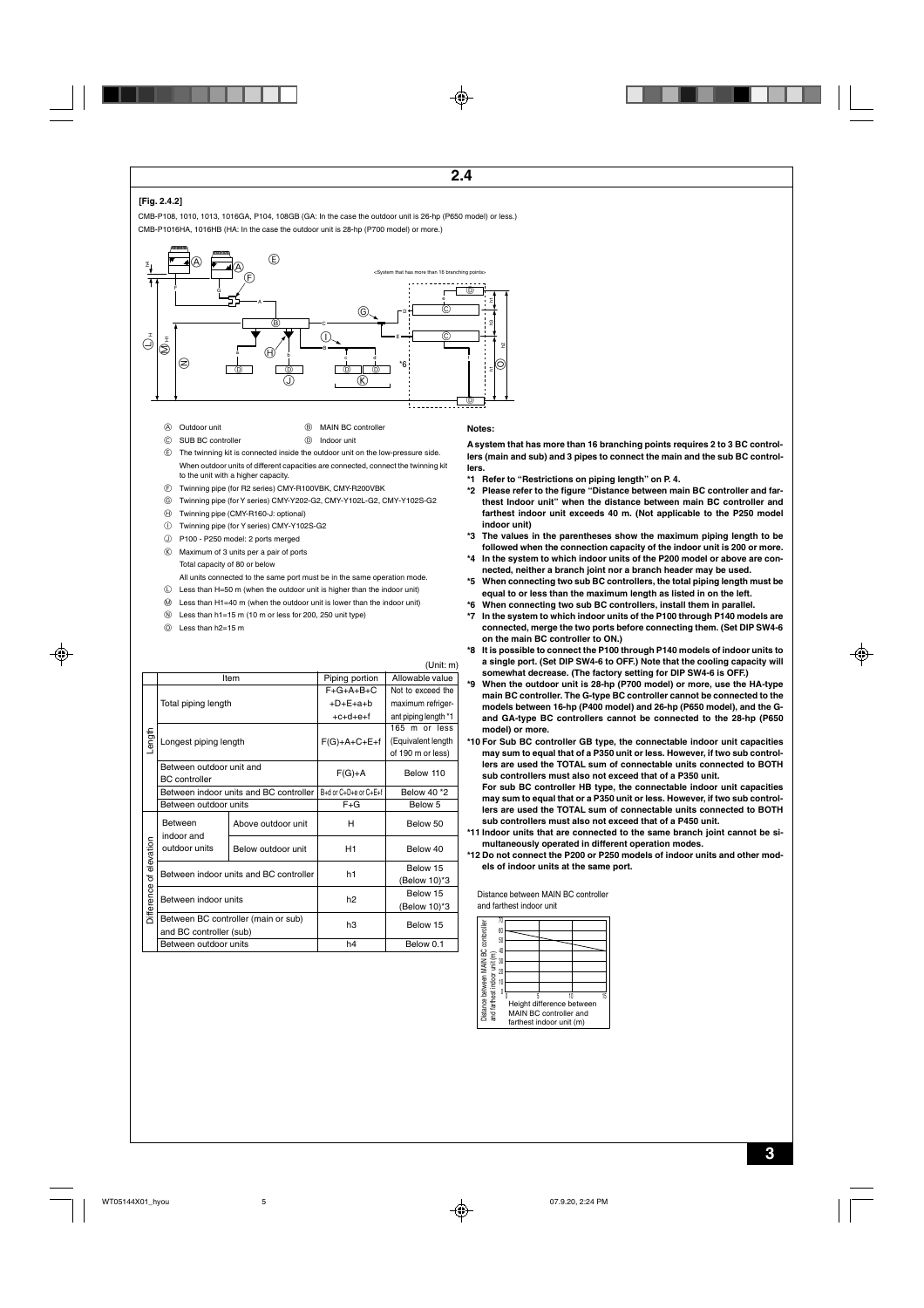## 2.4

**[Fig. 2.4.2]**

CMB-P108, 1010, 1013, 1016GA, P104, 108GB (GA: In the case the outdoor unit is 26-hp (P650 model) or less.)
CMB-P1016HA, 1016HB (HA: In the case the outdoor unit is 28-hp (P700 model) or more.)

<System that has more than 16 branching points>

- Ⓐ Outdoor unit
- Ⓑ MAIN BC controller
- Ⓒ SUB BC controller
- Ⓓ Indoor unit
- Ⓔ The twinning kit is connected inside the outdoor unit on the low-pressure side. When outdoor units of different capacities are connected, connect the twinning kit to the unit with a higher capacity.
- Ⓕ Twinning pipe (for R2 series) CMY-R100VBK, CMY-R200VBK
- Ⓖ Twinning pipe (for Y series) CMY-Y202-G2, CMY-Y102L-G2, CMY-Y102S-G2
- Ⓗ Twinning pipe (CMY-R160-J: optional)
- Ⓘ Twinning pipe (for Y series) CMY-Y102S-G2
- Ⓙ P100 - P250 model: 2 ports merged
- Ⓚ Maximum of 3 units per a pair of ports
  Total capacity of 80 or below
  All units connected to the same port must be in the same operation mode.
- Ⓛ Less than H=50 m (when the outdoor unit is higher than the indoor unit)
- Ⓜ Less than H1=40 m (when the outdoor unit is lower than the indoor unit)
- Ⓝ Less than h1=15 m (10 m or less for 200, 250 unit type)
- Ⓞ Less than h2=15 m

(Unit: m)

| | Item | | Piping portion | Allowable value |
|---|---|---|---|---|
| Length | Total piping length | | F+G+A+B+C +D+E+a+b +c+d+e+f | Not to exceed the maximum refrigerant piping length *1 |
| | Longest piping length | | F(G)+A+C+E+f | 165 m or less (Equivalent length of 190 m or less) |
| | Between outdoor unit and BC controller | | F(G)+A | Below 110 |
| | Between indoor units and BC controller | | B+d or C+D+e or C+E+f | Below 40 *2 |
| | Between outdoor units | | F+G | Below 5 |
| Difference of elevation | Between indoor and outdoor units | Above outdoor unit | H | Below 50 |
| | | Below outdoor unit | H1 | Below 40 |
| | Between indoor units and BC controller | | h1 | Below 15 (Below 10)*3 |
| | Between indoor units | | h2 | Below 15 (Below 10)*3 |
| | Between BC controller (main or sub) and BC controller (sub) | | h3 | Below 15 |
| | Between outdoor units | | h4 | Below 0.1 |

**Notes:**

**A system that has more than 16 branching points requires 2 to 3 BC controllers (main and sub) and 3 pipes to connect the main and the sub BC controllers.**

- **\*1 Refer to "Restrictions on piping length" on P. 4.**
- **\*2 Please refer to the figure "Distance between main BC controller and farthest Indoor unit" when the distance between main BC controller and farthest indoor unit exceeds 40 m. (Not applicable to the P250 model indoor unit)**
- **\*3 The values in the parentheses show the maximum piping length to be followed when the connection capacity of the indoor unit is 200 or more.**
- **\*4 In the system to which indoor units of the P200 model or above are connected, neither a branch joint nor a branch header may be used.**
- **\*5 When connecting two sub BC controllers, the total piping length must be equal to or less than the maximum length as listed in on the left.**
- **\*6 When connecting two sub BC controllers, install them in parallel.**
- **\*7 In the system to which indoor units of the P100 through P140 models are connected, merge the two ports before connecting them. (Set DIP SW4-6 on the main BC controller to ON.)**
- **\*8 It is possible to connect the P100 through P140 models of indoor units to a single port. (Set DIP SW4-6 to OFF.) Note that the cooling capacity will somewhat decrease. (The factory setting for DIP SW4-6 is OFF.)**
- **\*9 When the outdoor unit is 28-hp (P700 model) or more, use the HA-type main BC controller. The G-type BC controller cannot be connected to the models between 16-hp (P400 model) and 26-hp (P650 model), and the G- and GA-type BC controllers cannot be connected to the 28-hp (P650 model) or more.**
- **\*10 For Sub BC controller GB type, the connectable indoor unit capacities may sum to equal that of a P350 unit or less. However, if two sub controllers are used the TOTAL sum of connectable units connected to BOTH sub controllers must also not exceed that of a P350 unit.**
  **For sub BC controller HB type, the connectable indoor unit capacities may sum to equal that or a P350 unit or less. However, if two sub controllers are used the TOTAL sum of connectable units connected to BOTH sub controllers must also not exceed that of a P450 unit.**
- **\*11 Indoor units that are connected to the same branch joint cannot be simultaneously operated in different operation modes.**
- **\*12 Do not connect the P200 or P250 models of indoor units and other models of indoor units at the same port.**

Distance between MAIN BC controller and farthest indoor unit

Height difference between MAIN BC controller and farthest indoor unit (m)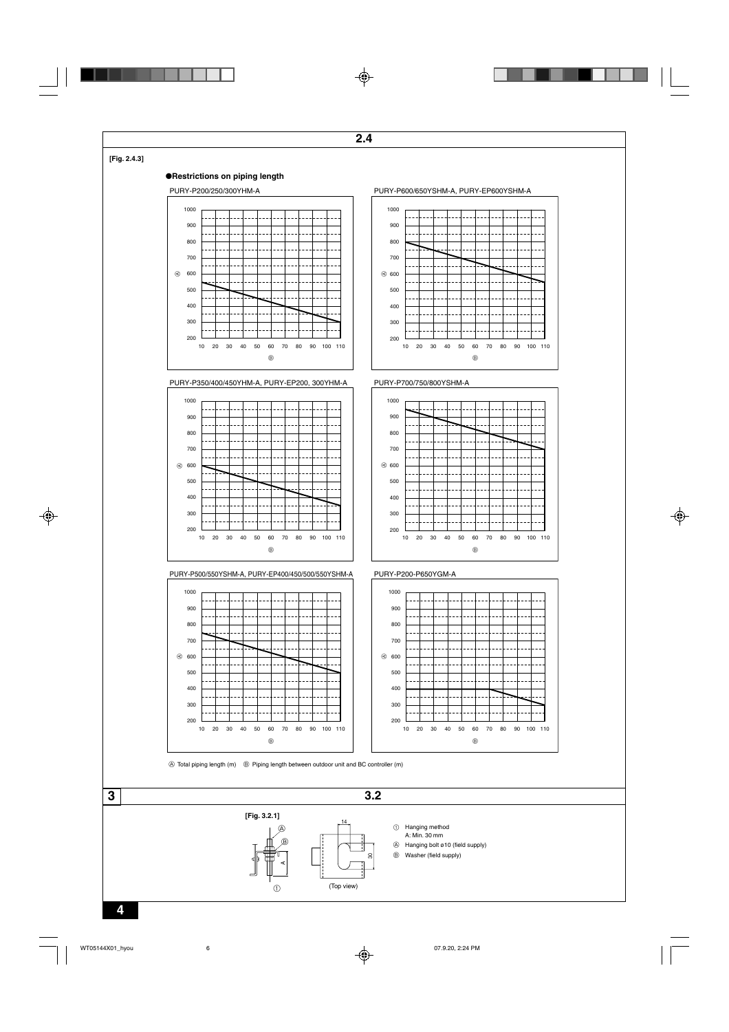## 2.4

**[Fig. 2.4.3]**

**●Restrictions on piping length**

PURY-P200/250/300YHM-A

PURY-P600/650YSHM-A, PURY-EP600YSHM-A

PURY-P350/400/450YHM-A, PURY-EP200, 300YHM-A

PURY-P700/750/800YSHM-A

PURY-P500/550YSHM-A, PURY-EP400/450/500/550YSHM-A

PURY-P200-P650YGM-A

Ⓐ Total piping length (m) Ⓑ Piping length between outdoor unit and BC controller (m)

## 3 3.2

**[Fig. 3.2.1]**

(Top view)

① Hanging method
A: Min. 30 mm

Ⓐ Hanging bolt ø10 (field supply)

Ⓑ Washer (field supply)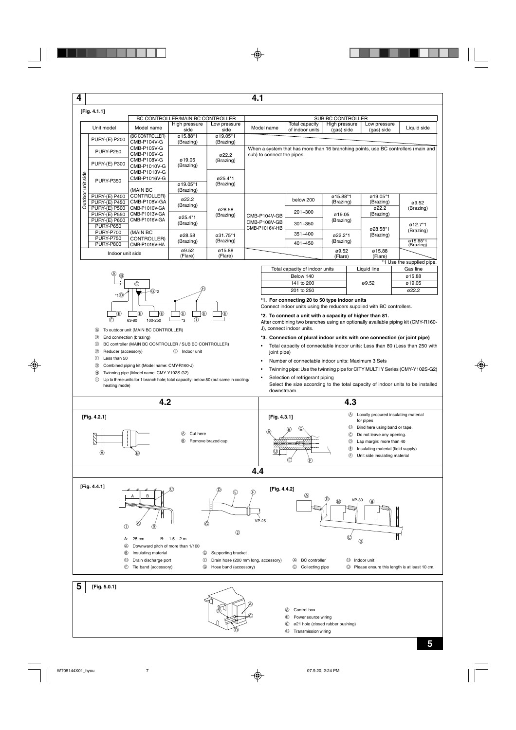## 4

### 4.1

**[Fig. 4.1.1]**

| | Unit model | BC CONTROLLER/MAIN BC CONTROLLER | | | SUB BC CONTROLLER | | | | |
|---|---|---|---|---|---|---|---|---|---|
| | | Model name | High pressure side | Low pressure side | Model name | Total capacity of indoor units | High pressure (gas) side | Low pressure (gas) side | Liquid side |
| Outdoor unit side | PURY-(E) P200 | (BC CONTROLLER) CMB-P104V-G | ø15.88*1 (Brazing) | ø19.05*1 (Brazing) | | | | | |
| | PURY-P250 | CMB-P105V-G CMB-P106V-G | ø19.05 (Brazing) | ø22.2 (Brazing) | When a system that has more than 16 branching points, use BC controllers (main and sub) to connect the pipes. | | | | |
| | PURY-(E) P300 | CMB-P108V-G CMB-P1010V-G | | | | | | | |
| | PURY-P350 | CMB-P1013V-G CMB-P1016V-G | | ø25.4*1 (Brazing) | | | | | |
| | | (MAIN BC | ø19.05*1 (Brazing) | | | | | | |
| | PURY-(E) P400 | CONTROLLER) | ø22.2 (Brazing) | ø28.58 (Brazing) | CMB-P104V-GB CMB-P108V-GB CMB-P1016V-HB | below 200 | ø15.88*1 (Brazing) | ø19.05*1 (Brazing) | ø9.52 (Brazing) |
| | PURY-(E) P450 | CMB-P108V-GA | | | | | | | |
| | PURY-(E) P500 | CMB-P1010V-GA | | | | 201~300 | ø19.05 (Brazing) | ø22.2 (Brazing) | |
| | PURY-(E) P550 | CMB-P1013V-GA | ø25.4*1 (Brazing) | | | | | | |
| | PURY-(E) P600 | CMB-P1016V-GA | | | | 301~350 | | ø28.58*1 (Brazing) | ø12.7*1 (Brazing) |
| | PURY-P650 | | | | | | | | |
| | PURY-P700 | (MAIN BC CONTROLLER) CMB-P1016V-HA | ø28.58 (Brazing) | ø31.75*1 (Brazing) | | 351~400 | ø22.2*1 (Brazing) | | |
| | PURY-P750 | | | | | 401~450 | | | ø15.88*1 (Brazing) |
| | PURY-P800 | | | | | | | | |
| Indoor unit side | | | ø9.52 (Flare) | ø15.88 (Flare) | | | ø9.52 (Flare) | ø15.88 (Flare) | |

*1 Use the supplied pipe.

| Total capacity of indoor units | Liquid line | Gas line |
|---|---|---|
| Below 140 | ø9.52 | ø15.88 |
| 141 to 200 | | ø19.05 |
| 201 to 250 | | ø22.2 |

Ⓐ To outdoor unit (MAIN BC CONTROLLER)
Ⓑ End connection (brazing)
Ⓒ BC controller (MAIN BC CONTROLLER / SUB BC CONTROLLER)
Ⓓ Reducer (accessory)
Ⓔ Indoor unit
Ⓕ Less than 50
Ⓖ Combined piping kit (Model name: CMY-R160-J)
Ⓗ Twinning pipe (Model name: CMY-Y102S-G2)
Ⓘ Up to three units for 1 branch hole; total capacity: below 80 (but same in cooling/heating mode)

**\*1. For connecting 20 to 50 type indoor units**
Connect indoor units using the reducers supplied with BC controllers.

**\*2. To connect a unit with a capacity of higher than 81.**
After combining two branches using an optionally available piping kit (CMY-R160-J), connect indoor units.

**\*3. Connection of plural indoor units with one connection (or joint pipe)**
- Total capacity of connectable indoor units: Less than 80 (Less than 250 with joint pipe)
- Number of connectable indoor units: Maximum 3 Sets
- Twinning pipe: Use the twinning pipe for CITY MULTI Y Series (CMY-Y102S-G2)
- Selection of refrigerant piping
  Select the size according to the total capacity of indoor units to be installed downstream.

### 4.2

**[Fig. 4.2.1]**

Ⓐ Cut here
Ⓑ Remove brazed cap

### 4.3

**[Fig. 4.3.1]**

Ⓐ Locally procured insulating material for pipes
Ⓑ Bind here using band or tape.
Ⓒ Do not leave any opening.
Ⓓ Lap margin: more than 40
Ⓔ Insulating material (field supply)
Ⓕ Unit side insulating material

### 4.4

**[Fig. 4.4.1]**

A: 25 cm B: 1.5 – 2 m

Ⓐ Downward pitch of more than 1/100
Ⓑ Insulating material
Ⓒ Supporting bracket
Ⓓ Drain discharge port
Ⓔ Drain hose (200 mm long, accessory)
Ⓕ Tie band (accessory)
Ⓖ Hose band (accessory)

**[Fig. 4.4.2]**

Ⓐ BC controller
Ⓑ Indoor unit
Ⓒ Collecting pipe
Ⓓ Please ensure this length is at least 10 cm.

## 5

**[Fig. 5.0.1]**

Ⓐ Control box
Ⓑ Power source wiring
Ⓒ ø21 hole (closed rubber bushing)
Ⓓ Transmission wiring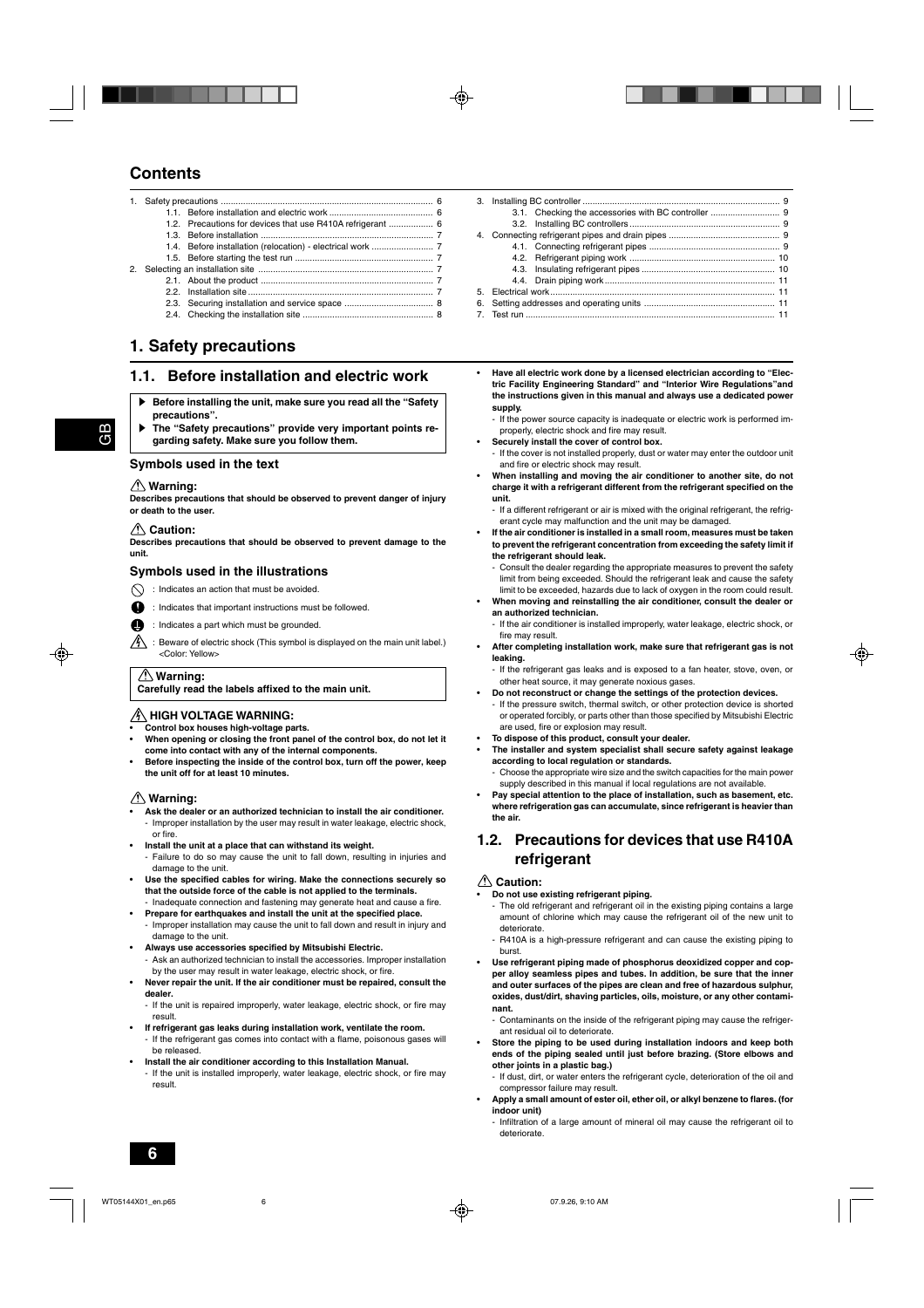# Contents

1. Safety precautions ..................................................................................... 6
   - 1.1. Before installation and electric work .......................................... 6
   - 1.2. Precautions for devices that use R410A refrigerant .................. 6
   - 1.3. Before installation ...................................................................... 7
   - 1.4. Before installation (relocation) - electrical work ......................... 7
   - 1.5. Before starting the test run ........................................................ 7
2. Selecting an installation site ...................................................................... 7
   - 2.1. About the product ...................................................................... 7
   - 2.2. Installation site ........................................................................... 7
   - 2.3. Securing installation and service space .................................... 8
   - 2.4. Checking the installation site ..................................................... 8
3. Installing BC controller ................................................................................ 9
   - 3.1. Checking the accessories with BC controller ............................ 9
   - 3.2. Installing BC controllers ............................................................. 9
4. Connecting refrigerant pipes and drain pipes ............................................. 9
   - 4.1. Connecting refrigerant pipes ..................................................... 9
   - 4.2. Refrigerant piping work ........................................................... 10
   - 4.3. Insulating refrigerant pipes ...................................................... 10
   - 4.4. Drain piping work ..................................................................... 11
5. Electrical work ........................................................................................... 11
6. Setting addresses and operating units ..................................................... 11
7. Test run ..................................................................................................... 11

# 1. Safety precautions

## 1.1. Before installation and electric work

- **Before installing the unit, make sure you read all the "Safety precautions".**
- **The "Safety precautions" provide very important points regarding safety. Make sure you follow them.**

### Symbols used in the text

**⚠ Warning:**
**Describes precautions that should be observed to prevent danger of injury or death to the user.**

**⚠ Caution:**
**Describes precautions that should be observed to prevent damage to the unit.**

### Symbols used in the illustrations

⃠ : Indicates an action that must be avoided.

❗ : Indicates that important instructions must be followed.

⏚ : Indicates a part which must be grounded.

⚠ : Beware of electric shock (This symbol is displayed on the main unit label.) <Color: Yellow>

**⚠ Warning:**
**Carefully read the labels affixed to the main unit.**

**⚠ HIGH VOLTAGE WARNING:**
- **Control box houses high-voltage parts.**
- **When opening or closing the front panel of the control box, do not let it come into contact with any of the internal components.**
- **Before inspecting the inside of the control box, turn off the power, keep the unit off for at least 10 minutes.**

**⚠ Warning:**
- **Ask the dealer or an authorized technician to install the air conditioner.**
  - Improper installation by the user may result in water leakage, electric shock, or fire.
- **Install the unit at a place that can withstand its weight.**
  - Failure to do so may cause the unit to fall down, resulting in injuries and damage to the unit.
- **Use the specified cables for wiring. Make the connections securely so that the outside force of the cable is not applied to the terminals.**
  - Inadequate connection and fastening may generate heat and cause a fire.
- **Prepare for earthquakes and install the unit at the specified place.**
  - Improper installation may cause the unit to fall down and result in injury and damage to the unit.
- **Always use accessories specified by Mitsubishi Electric.**
  - Ask an authorized technician to install the accessories. Improper installation by the user may result in water leakage, electric shock, or fire.
- **Never repair the unit. If the air conditioner must be repaired, consult the dealer.**
  - If the unit is repaired improperly, water leakage, electric shock, or fire may result.
- **If refrigerant gas leaks during installation work, ventilate the room.**
  - If the refrigerant gas comes into contact with a flame, poisonous gases will be released.
- **Install the air conditioner according to this Installation Manual.**
  - If the unit is installed improperly, water leakage, electric shock, or fire may result.
- **Have all electric work done by a licensed electrician according to "Electric Facility Engineering Standard" and "Interior Wire Regulations"and the instructions given in this manual and always use a dedicated power supply.**
  - If the power source capacity is inadequate or electric work is performed improperly, electric shock and fire may result.
- **Securely install the cover of control box.**
  - If the cover is not installed properly, dust or water may enter the outdoor unit and fire or electric shock may result.
- **When installing and moving the air conditioner to another site, do not charge it with a refrigerant different from the refrigerant specified on the unit.**
  - If a different refrigerant or air is mixed with the original refrigerant, the refrigerant cycle may malfunction and the unit may be damaged.
- **If the air conditioner is installed in a small room, measures must be taken to prevent the refrigerant concentration from exceeding the safety limit if the refrigerant should leak.**
  - Consult the dealer regarding the appropriate measures to prevent the safety limit from being exceeded. Should the refrigerant leak and cause the safety limit to be exceeded, hazards due to lack of oxygen in the room could result.
- **When moving and reinstalling the air conditioner, consult the dealer or an authorized technician.**
  - If the air conditioner is installed improperly, water leakage, electric shock, or fire may result.
- **After completing installation work, make sure that refrigerant gas is not leaking.**
  - If the refrigerant gas leaks and is exposed to a fan heater, stove, oven, or other heat source, it may generate noxious gases.
- **Do not reconstruct or change the settings of the protection devices.**
  - If the pressure switch, thermal switch, or other protection device is shorted or operated forcibly, or parts other than those specified by Mitsubishi Electric are used, fire or explosion may result.
- **To dispose of this product, consult your dealer.**
- **The installer and system specialist shall secure safety against leakage according to local regulation or standards.**
  - Choose the appropriate wire size and the switch capacities for the main power supply described in this manual if local regulations are not available.
- **Pay special attention to the place of installation, such as basement, etc. where refrigeration gas can accumulate, since refrigerant is heavier than the air.**

## 1.2. Precautions for devices that use R410A refrigerant

**⚠ Caution:**
- **Do not use existing refrigerant piping.**
  - The old refrigerant and refrigerant oil in the existing piping contains a large amount of chlorine which may cause the refrigerant oil of the new unit to deteriorate.
  - R410A is a high-pressure refrigerant and can cause the existing piping to burst.
- **Use refrigerant piping made of phosphorus deoxidized copper and copper alloy seamless pipes and tubes. In addition, be sure that the inner and outer surfaces of the pipes are clean and free of hazardous sulphur, oxides, dust/dirt, shaving particles, oils, moisture, or any other contaminant.**
  - Contaminants on the inside of the refrigerant piping may cause the refrigerant residual oil to deteriorate.
- **Store the piping to be used during installation indoors and keep both ends of the piping sealed until just before brazing. (Store elbows and other joints in a plastic bag.)**
  - If dust, dirt, or water enters the refrigerant cycle, deterioration of the oil and compressor failure may result.
- **Apply a small amount of ester oil, ether oil, or alkyl benzene to flares. (for indoor unit)**
  - Infiltration of a large amount of mineral oil may cause the refrigerant oil to deteriorate.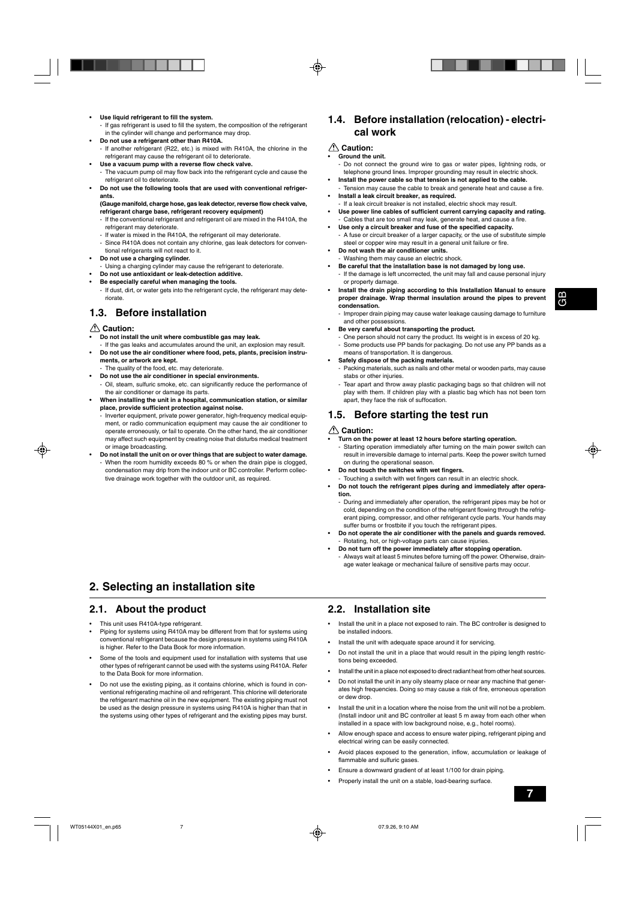- **Use liquid refrigerant to fill the system.**
  - If gas refrigerant is used to fill the system, the composition of the refrigerant in the cylinder will change and performance may drop.
- **Do not use a refrigerant other than R410A.**
  - If another refrigerant (R22, etc.) is mixed with R410A, the chlorine in the refrigerant may cause the refrigerant oil to deteriorate.
- **Use a vacuum pump with a reverse flow check valve.**
  - The vacuum pump oil may flow back into the refrigerant cycle and cause the refrigerant oil to deteriorate.
- **Do not use the following tools that are used with conventional refrigerants.**
  **(Gauge manifold, charge hose, gas leak detector, reverse flow check valve, refrigerant charge base, refrigerant recovery equipment)**
  - If the conventional refrigerant and refrigerant oil are mixed in the R410A, the refrigerant may deteriorate.
  - If water is mixed in the R410A, the refrigerant oil may deteriorate.
  - Since R410A does not contain any chlorine, gas leak detectors for conventional refrigerants will not react to it.
- **Do not use a charging cylinder.**
  - Using a charging cylinder may cause the refrigerant to deteriorate.
- **Do not use antioxidant or leak-detection additive.**
- **Be especially careful when managing the tools.**
  - If dust, dirt, or water gets into the refrigerant cycle, the refrigerant may deteriorate.

## 1.3. Before installation

⚠ **Caution:**

- **Do not install the unit where combustible gas may leak.**
  - If the gas leaks and accumulates around the unit, an explosion may result.
- **Do not use the air conditioner where food, pets, plants, precision instruments, or artwork are kept.**
  - The quality of the food, etc. may deteriorate.
- **Do not use the air conditioner in special environments.**
  - Oil, steam, sulfuric smoke, etc. can significantly reduce the performance of the air conditioner or damage its parts.
- **When installing the unit in a hospital, communication station, or similar place, provide sufficient protection against noise.**
  - Inverter equipment, private power generator, high-frequency medical equipment, or radio communication equipment may cause the air conditioner to operate erroneously, or fail to operate. On the other hand, the air conditioner may affect such equipment by creating noise that disturbs medical treatment or image broadcasting.
- **Do not install the unit on or over things that are subject to water damage.**
  - When the room humidity exceeds 80 % or when the drain pipe is clogged, condensation may drip from the indoor unit or BC controller. Perform collective drainage work together with the outdoor unit, as required.

## 1.4. Before installation (relocation) - electrical work

⚠ **Caution:**

- **Ground the unit.**
  - Do not connect the ground wire to gas or water pipes, lightning rods, or telephone ground lines. Improper grounding may result in electric shock.
- **Install the power cable so that tension is not applied to the cable.**
  - Tension may cause the cable to break and generate heat and cause a fire.
- **Install a leak circuit breaker, as required.**
  - If a leak circuit breaker is not installed, electric shock may result.
- **Use power line cables of sufficient current carrying capacity and rating.**
  - Cables that are too small may leak, generate heat, and cause a fire.
- **Use only a circuit breaker and fuse of the specified capacity.**
  - A fuse or circuit breaker of a larger capacity, or the use of substitute simple steel or copper wire may result in a general unit failure or fire.
- **Do not wash the air conditioner units.**
  - Washing them may cause an electric shock.
- **Be careful that the installation base is not damaged by long use.**
  - If the damage is left uncorrected, the unit may fall and cause personal injury or property damage.
- **Install the drain piping according to this Installation Manual to ensure proper drainage. Wrap thermal insulation around the pipes to prevent condensation.**
  - Improper drain piping may cause water leakage causing damage to furniture and other possessions.
- **Be very careful about transporting the product.**
  - One person should not carry the product. Its weight is in excess of 20 kg.
  - Some products use PP bands for packaging. Do not use any PP bands as a means of transportation. It is dangerous.
- **Safely dispose of the packing materials.**
  - Packing materials, such as nails and other metal or wooden parts, may cause stabs or other injuries.
  - Tear apart and throw away plastic packaging bags so that children will not play with them. If children play with a plastic bag which has not been torn apart, they face the risk of suffocation.

## 1.5. Before starting the test run

⚠ **Caution:**

- **Turn on the power at least 12 hours before starting operation.**
  - Starting operation immediately after turning on the main power switch can result in irreversible damage to internal parts. Keep the power switch turned on during the operational season.
- **Do not touch the switches with wet fingers.**
  - Touching a switch with wet fingers can result in an electric shock.
- **Do not touch the refrigerant pipes during and immediately after operation.**
  - During and immediately after operation, the refrigerant pipes may be hot or cold, depending on the condition of the refrigerant flowing through the refrigerant piping, compressor, and other refrigerant cycle parts. Your hands may suffer burns or frostbite if you touch the refrigerant pipes.
- **Do not operate the air conditioner with the panels and guards removed.**
  - Rotating, hot, or high-voltage parts can cause injuries.
- **Do not turn off the power immediately after stopping operation.**
  - Always wait at least 5 minutes before turning off the power. Otherwise, drainage water leakage or mechanical failure of sensitive parts may occur.

# 2. Selecting an installation site

## 2.1. About the product

- This unit uses R410A-type refrigerant.
- Piping for systems using R410A may be different from that for systems using conventional refrigerant because the design pressure in systems using R410A is higher. Refer to the Data Book for more information.
- Some of the tools and equipment used for installation with systems that use other types of refrigerant cannot be used with the systems using R410A. Refer to the Data Book for more information.
- Do not use the existing piping, as it contains chlorine, which is found in conventional refrigerating machine oil and refrigerant. This chlorine will deteriorate the refrigerant machine oil in the new equipment. The existing piping must not be used as the design pressure in systems using R410A is higher than that in the systems using other types of refrigerant and the existing pipes may burst.

## 2.2. Installation site

- Install the unit in a place not exposed to rain. The BC controller is designed to be installed indoors.
- Install the unit with adequate space around it for servicing.
- Do not install the unit in a place that would result in the piping length restrictions being exceeded.
- Install the unit in a place not exposed to direct radiant heat from other heat sources.
- Do not install the unit in any oily steamy place or near any machine that generates high frequencies. Doing so may cause a risk of fire, erroneous operation or dew drop.
- Install the unit in a location where the noise from the unit will not be a problem. (Install indoor unit and BC controller at least 5 m away from each other when installed in a space with low background noise, e.g., hotel rooms).
- Allow enough space and access to ensure water piping, refrigerant piping and electrical wiring can be easily connected.
- Avoid places exposed to the generation, inflow, accumulation or leakage of flammable and sulfuric gases.
- Ensure a downward gradient of at least 1/100 for drain piping.
- Properly install the unit on a stable, load-bearing surface.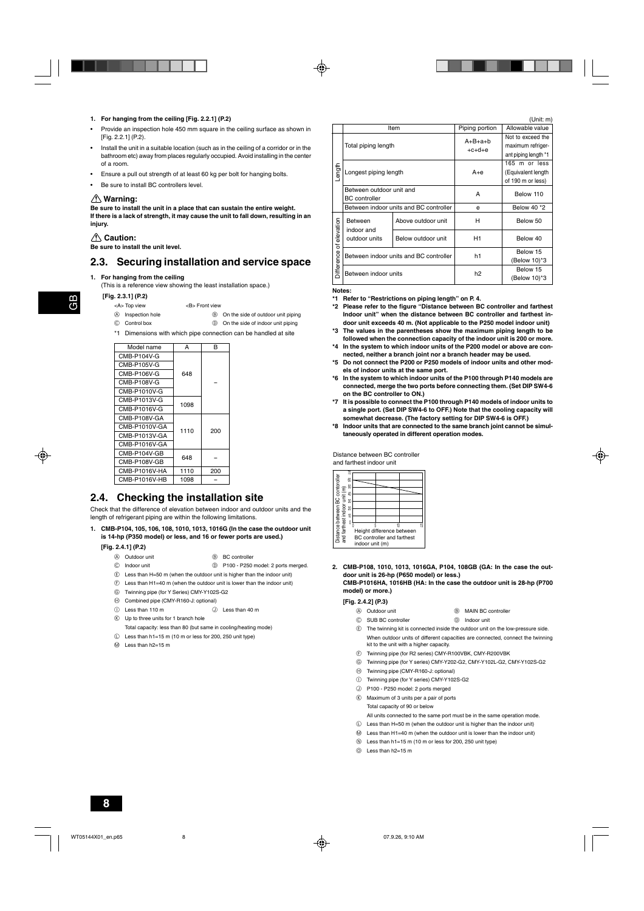1. **For hanging from the ceiling [Fig. 2.2.1] (P.2)**

- Provide an inspection hole 450 mm square in the ceiling surface as shown in [Fig. 2.2.1] (P.2).
- Install the unit in a suitable location (such as in the ceiling of a corridor or in the bathroom etc) away from places regularly occupied. Avoid installing in the center of a room.
- Ensure a pull out strength of at least 60 kg per bolt for hanging bolts.
- Be sure to install BC controllers level.

### ⚠ Warning:

**Be sure to install the unit in a place that can sustain the entire weight. If there is a lack of strength, it may cause the unit to fall down, resulting in an injury.**

### ⚠ Caution:

**Be sure to install the unit level.**

## 2.3. Securing installation and service space

1. **For hanging from the ceiling**
   (This is a reference view showing the least installation space.)

**[Fig. 2.3.1] (P.2)**

<A> Top view <B> Front view

Ⓐ Inspection hole Ⓑ On the side of outdoor unit piping

Ⓒ Control box Ⓓ On the side of indoor unit piping

*1 Dimensions with which pipe connection can be handled at site

| Model name | A | B |
|---|---|---|
| CMB-P104V-G | 648 | – |
| CMB-P105V-G | | |
| CMB-P106V-G | | |
| CMB-P108V-G | | |
| CMB-P1010V-G | | |
| CMB-P1013V-G | 1098 | |
| CMB-P1016V-G | | |
| CMB-P108V-GA | 1110 | 200 |
| CMB-P1010V-GA | | |
| CMB-P1013V-GA | | |
| CMB-P1016V-GA | | |
| CMB-P104V-GB | 648 | – |
| CMB-P108V-GB | | |
| CMB-P1016V-HA | 1110 | 200 |
| CMB-P1016V-HB | 1098 | – |

## 2.4. Checking the installation site

Check that the difference of elevation between indoor and outdoor units and the length of refrigerant piping are within the following limitations.

1. **CMB-P104, 105, 106, 108, 1010, 1013, 1016G (In the case the outdoor unit is 14-hp (P350 model) or less, and 16 or fewer ports are used.)**

**[Fig. 2.4.1] (P.2)**

Ⓐ Outdoor unit Ⓑ BC controller

Ⓒ Indoor unit Ⓓ P100 - P250 model: 2 ports merged.

Ⓔ Less than H=50 m (when the outdoor unit is higher than the indoor unit)

Ⓕ Less than H1=40 m (when the outdoor unit is lower than the indoor unit)

Ⓖ Twinning pipe (for Y Series) CMY-Y102S-G2

Ⓗ Combined pipe (CMY-R160-J: optional)

Ⓘ Less than 110 m Ⓙ Less than 40 m

Ⓚ Up to three units for 1 branch hole
Total capacity: less than 80 (but same in cooling/heating mode)

Ⓛ Less than h1=15 m (10 m or less for 200, 250 unit type)

Ⓜ Less than h2=15 m

(Unit: m)

| | Item | | Piping portion | Allowable value |
|---|---|---|---|---|
| Length | Total piping length | | A+B+a+b +c+d+e | Not to exceed the maximum refrigerant piping length *1 |
| | Longest piping length | | A+e | 165 m or less (Equivalent length of 190 m or less) |
| | Between outdoor unit and BC controller | | A | Below 110 |
| | Between indoor units and BC controller | | e | Below 40 *2 |
| Difference of elevation | Between indoor and outdoor units | Above outdoor unit | H | Below 50 |
| | | Below outdoor unit | H1 | Below 40 |
| | Between indoor units and BC controller | | h1 | Below 15 (Below 10)*3 |
| | Between indoor units | | h2 | Below 15 (Below 10)*3 |

**Notes:**

**\*1 Refer to "Restrictions on piping length" on P. 4.**

**\*2 Please refer to the figure "Distance between BC controller and farthest Indoor unit" when the distance between BC controller and farthest indoor unit exceeds 40 m. (Not applicable to the P250 model indoor unit)**

**\*3 The values in the parentheses show the maximum piping length to be followed when the connection capacity of the indoor unit is 200 or more.**

**\*4 In the system to which indoor units of the P200 model or above are connected, neither a branch joint nor a branch header may be used.**

**\*5 Do not connect the P200 or P250 models of indoor units and other models of indoor units at the same port.**

**\*6 In the system to which indoor units of the P100 through P140 models are connected, merge the two ports before connecting them. (Set DIP SW4-6 on the BC controller to ON.)**

**\*7 It is possible to connect the P100 through P140 models of indoor units to a single port. (Set DIP SW4-6 to OFF.) Note that the cooling capacity will somewhat decrease. (The factory setting for DIP SW4-6 is OFF.)**

**\*8 Indoor units that are connected to the same branch joint cannot be simultaneously operated in different operation modes.**

Distance between BC controller and farthest indoor unit

Distance between BC controller and farthest indoor unit (m)

Height difference between BC controller and farthest indoor unit (m)

2. **CMB-P108, 1010, 1013, 1016GA, P104, 108GB (GA: In the case the outdoor unit is 26-hp (P650 model) or less.)
   CMB-P1016HA, 1016HB (HA: In the case the outdoor unit is 28-hp (P700 model) or more.)**

**[Fig. 2.4.2] (P.3)**

Ⓐ Outdoor unit Ⓑ MAIN BC controller

Ⓒ SUB BC controller Ⓓ Indoor unit

Ⓔ The twinning kit is connected inside the outdoor unit on the low-pressure side. When outdoor units of different capacities are connected, connect the twinning kit to the unit with a higher capacity.

Ⓕ Twinning pipe (for R2 series) CMY-R100VBK, CMY-R200VBK

Ⓖ Twinning pipe (for Y series) CMY-Y202-G2, CMY-Y102L-G2, CMY-Y102S-G2

Ⓗ Twinning pipe (CMY-R160-J: optional)

Ⓘ Twinning pipe (for Y series) CMY-Y102S-G2

Ⓙ P100 - P250 model: 2 ports merged

Ⓚ Maximum of 3 units per a pair of ports
Total capacity of 90 or below
All units connected to the same port must be in the same operation mode.

Ⓛ Less than H=50 m (when the outdoor unit is higher than the indoor unit)

Ⓜ Less than H1=40 m (when the outdoor unit is lower than the indoor unit)

Ⓝ Less than h1=15 m (10 m or less for 200, 250 unit type)

Ⓞ Less than h2=15 m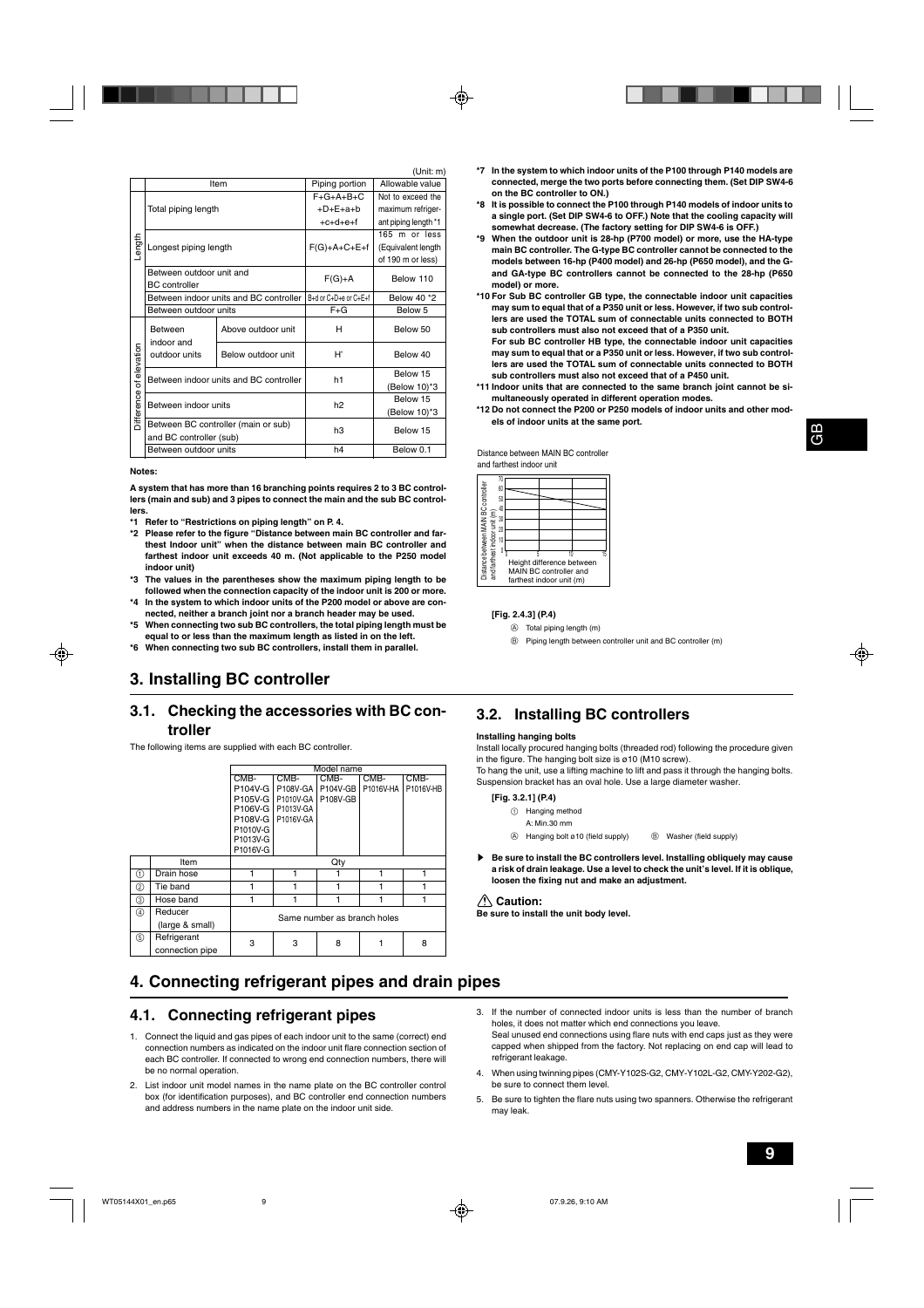(Unit: m)

| | Item | | Piping portion | Allowable value |
|---|---|---|---|---|
| Length | Total piping length | | F+G+A+B+C +D+E+a+b +c+d+e+f | Not to exceed the maximum refrigerant piping length *1 |
| | Longest piping length | | F(G)+A+C+E+f | 165 m or less (Equivalent length of 190 m or less) |
| | Between outdoor unit and BC controller | | F(G)+A | Below 110 |
| | Between indoor units and BC controller | | B+d or C+D+e or C+E+f | Below 40 *2 |
| | Between outdoor units | | F+G | Below 5 |
| Difference of elevation | Between indoor and outdoor units | Above outdoor unit | H | Below 50 |
| | | Below outdoor unit | H' | Below 40 |
| | Between indoor units and BC controller | | h1 | Below 15 (Below 10)*3 |
| | Between indoor units | | h2 | Below 15 (Below 10)*3 |
| | Between BC controller (main or sub) and BC controller (sub) | | h3 | Below 15 |
| | Between outdoor units | | h4 | Below 0.1 |

**Notes:**

**A system that has more than 16 branching points requires 2 to 3 BC controllers (main and sub) and 3 pipes to connect the main and the sub BC controllers.**

- **\*1 Refer to "Restrictions on piping length" on P. 4.**
- **\*2 Please refer to the figure "Distance between main BC controller and farthest Indoor unit" when the distance between main BC controller and farthest indoor unit exceeds 40 m. (Not applicable to the P250 model indoor unit)**
- **\*3 The values in the parentheses show the maximum piping length to be followed when the connection capacity of the indoor unit is 200 or more.**
- **\*4 In the system to which indoor units of the P200 model or above are connected, neither a branch joint nor a branch header may be used.**
- **\*5 When connecting two sub BC controllers, the total piping length must be equal to or less than the maximum length as listed in on the left.**
- **\*6 When connecting two sub BC controllers, install them in parallel.**
- **\*7 In the system to which indoor units of the P100 through P140 models are connected, merge the two ports before connecting them. (Set DIP SW4-6 on the BC controller to ON.)**
- **\*8 It is possible to connect the P100 through P140 models of indoor units to a single port. (Set DIP SW4-6 to OFF.) Note that the cooling capacity will somewhat decrease. (The factory setting for DIP SW4-6 is OFF.)**
- **\*9 When the outdoor unit is 28-hp (P700 model) or more, use the HA-type main BC controller. The G-type BC controller cannot be connected to the models between 16-hp (P400 model) and 26-hp (P650 model), and the G- and GA-type BC controllers cannot be connected to the 28-hp (P650 model) or more.**
- **\*10 For Sub BC controller GB type, the connectable indoor unit capacities may sum to equal that of a P350 unit or less. However, if two sub controllers are used the TOTAL sum of connectable units connected to BOTH sub controllers must also not exceed that of a P350 unit.**
  **For sub BC controller HB type, the connectable indoor unit capacities may sum to equal that or a P350 unit or less. However, if two sub controllers are used the TOTAL sum of connectable units connected to BOTH sub controllers must also not exceed that of a P450 unit.**
- **\*11 Indoor units that are connected to the same branch joint cannot be simultaneously operated in different operation modes.**
- **\*12 Do not connect the P200 or P250 models of indoor units and other models of indoor units at the same port.**

Distance between MAIN BC controller and farthest indoor unit

Distance between MAIN BC controller and farthest indoor unit (m)

Height difference between MAIN BC controller and farthest indoor unit (m)

**[Fig. 2.4.3] (P.4)**

Ⓐ Total piping length (m)

Ⓑ Piping length between controller unit and BC controller (m)

# 3. Installing BC controller

## 3.1. Checking the accessories with BC controller

The following items are supplied with each BC controller.

| | Model name | CMB-P104V-G P105V-G P106V-G P108V-G P1010V-G P1013V-G P1016V-G | CMB-P108V-GA P1010V-GA P1013V-GA P1016V-GA | CMB-P104V-GB P108V-GB | CMB-P1016V-HA | CMB-P1016V-HB |
|---|---|---|---|---|---|---|
| | Item | Qty | | | | |
| ① | Drain hose | 1 | 1 | 1 | 1 | 1 |
| ② | Tie band | 1 | 1 | 1 | 1 | 1 |
| ③ | Hose band | 1 | 1 | 1 | 1 | 1 |
| ④ | Reducer (large & small) | Same number as branch holes | | | | |
| ⑤ | Refrigerant connection pipe | 3 | 3 | 8 | 1 | 8 |

## 3.2. Installing BC controllers

**Installing hanging bolts**

Install locally procured hanging bolts (threaded rod) following the procedure given in the figure. The hanging bolt size is ø10 (M10 screw).

To hang the unit, use a lifting machine to lift and pass it through the hanging bolts. Suspension bracket has an oval hole. Use a large diameter washer.

**[Fig. 3.2.1] (P.4)**

① Hanging method

A: Min.30 mm

Ⓐ Hanging bolt ø10 (field supply) Ⓑ Washer (field supply)

▶ **Be sure to install the BC controllers level. Installing obliquely may cause a risk of drain leakage. Use a level to check the unit's level. If it is oblique, loosen the fixing nut and make an adjustment.**

**⚠ Caution:**

**Be sure to install the unit body level.**

# 4. Connecting refrigerant pipes and drain pipes

## 4.1. Connecting refrigerant pipes

1. Connect the liquid and gas pipes of each indoor unit to the same (correct) end connection numbers as indicated on the indoor unit flare connection section of each BC controller. If connected to wrong end connection numbers, there will be no normal operation.
2. List indoor unit model names in the name plate on the BC controller control box (for identification purposes), and BC controller end connection numbers and address numbers in the name plate on the indoor unit side.
3. If the number of connected indoor units is less than the number of branch holes, it does not matter which end connections you leave.
   Seal unused end connections using flare nuts with end caps just as they were capped when shipped from the factory. Not replacing on end cap will lead to refrigerant leakage.
4. When using twinning pipes (CMY-Y102S-G2, CMY-Y102L-G2, CMY-Y202-G2), be sure to connect them level.
5. Be sure to tighten the flare nuts using two spanners. Otherwise the refrigerant may leak.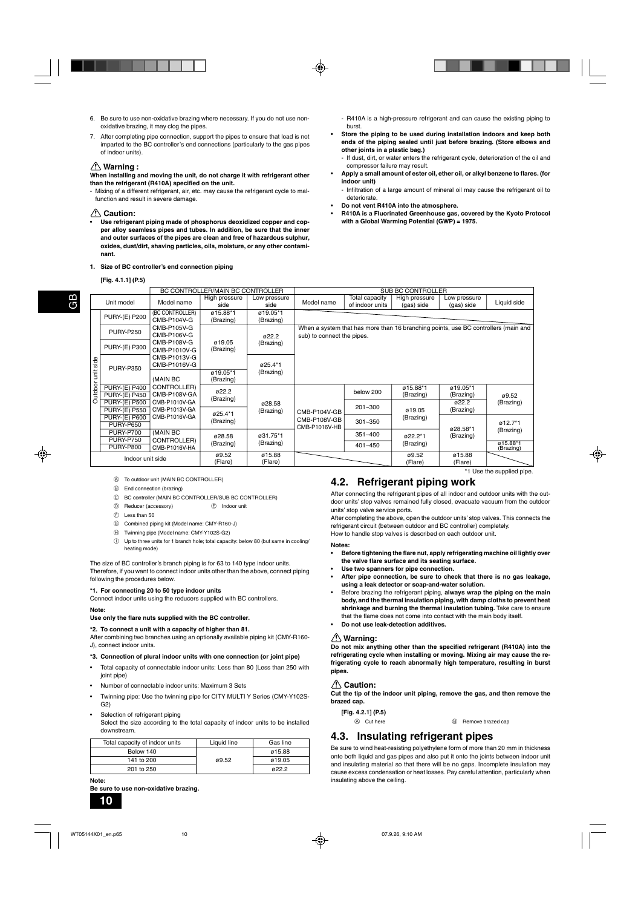6. Be sure to use non-oxidative brazing where necessary. If you do not use non-oxidative brazing, it may clog the pipes.
7. After completing pipe connection, support the pipes to ensure that load is not imparted to the BC controller's end connections (particularly to the gas pipes of indoor units).

### ⚠ Warning :

**When installing and moving the unit, do not charge it with refrigerant other than the refrigerant (R410A) specified on the unit.**

- Mixing of a different refrigerant, air, etc. may cause the refrigerant cycle to malfunction and result in severe damage.

### ⚠ Caution:

- **Use refrigerant piping made of phosphorus deoxidized copper and copper alloy seamless pipes and tubes. In addition, be sure that the inner and outer surfaces of the pipes are clean and free of hazardous sulphur, oxides, dust/dirt, shaving particles, oils, moisture, or any other contaminant.**
  - R410A is a high-pressure refrigerant and can cause the existing piping to burst.
- **Store the piping to be used during installation indoors and keep both ends of the piping sealed until just before brazing. (Store elbows and other joints in a plastic bag.)**
  - If dust, dirt, or water enters the refrigerant cycle, deterioration of the oil and compressor failure may result.
- **Apply a small amount of ester oil, ether oil, or alkyl benzene to flares. (for indoor unit)**
  - Infiltration of a large amount of mineral oil may cause the refrigerant oil to deteriorate.
- **Do not vent R410A into the atmosphere.**
- **R410A is a Fluorinated Greenhouse gas, covered by the Kyoto Protocol with a Global Warming Potential (GWP) = 1975.**

**1. Size of BC controller's end connection piping**

**[Fig. 4.1.1] (P.5)**

| | Unit model | BC CONTROLLER/MAIN BC CONTROLLER Model name | High pressure side | Low pressure side | SUB BC CONTROLLER Model name | Total capacity of indoor units | High pressure (gas) side | Low pressure (gas) side | Liquid side |
|---|---|---|---|---|---|---|---|---|---|
| Outdoor unit side | PURY-(E) P200 | (BC CONTROLLER) CMB-P104V-G | ø15.88*1 (Brazing) | ø19.05*1 (Brazing) | | | | | |
| | PURY-P250 | CMB-P105V-G CMB-P106V-G | ø19.05 (Brazing) | ø22.2 (Brazing) | When a system that has more than 16 branching points, use BC controllers (main and sub) to connect the pipes. | | | | |
| | PURY-(E) P300 | CMB-P108V-G CMB-P1010V-G | | | | | | | |
| | PURY-P350 | CMB-P1013V-G CMB-P1016V-G | ø19.05*1 (Brazing) | ø25.4*1 (Brazing) | | | | | |
| | PURY-(E) P400 | (MAIN BC CONTROLLER) CMB-P108V-GA CMB-P1010V-GA CMB-P1013V-GA CMB-P1016V-GA | ø22.2 (Brazing) | ø28.58 (Brazing) | CMB-P104V-GB CMB-P108V-GB CMB-P1016V-HB | below 200 | ø15.88*1 (Brazing) | ø19.05*1 (Brazing) | ø9.52 (Brazing) |
| | PURY-(E) P450 | | | | | | | | |
| | PURY-(E) P500 | | ø25.4*1 (Brazing) | | | 201~300 | ø19.05 (Brazing) | ø22.2 (Brazing) | |
| | PURY-(E) P550 | | | | | | | | |
| | PURY-(E) P600 | | | | | 301~350 | | ø28.58*1 (Brazing) | ø12.7*1 (Brazing) |
| | PURY-P650 | | | | | | | | |
| | PURY-P700 | (MAIN BC CONTROLLER) CMB-P1016V-HA | ø28.58 (Brazing) | ø31.75*1 (Brazing) | | 351~400 | ø22.2*1 (Brazing) | | |
| | PURY-P750 | | | | | 401~450 | | | ø15.88*1 (Brazing) |
| | PURY-P800 | | | | | | | | |
| Indoor unit side | | | ø9.52 (Flare) | ø15.88 (Flare) | | | ø9.52 (Flare) | ø15.88 (Flare) | |

*1 Use the supplied pipe.

Ⓐ To outdoor unit (MAIN BC CONTROLLER)
Ⓑ End connection (brazing)
Ⓒ BC controller (MAIN BC CONTROLLER/SUB BC CONTROLLER)
Ⓓ Reducer (accessory)
Ⓔ Indoor unit
Ⓕ Less than 50
Ⓖ Combined piping kit (Model name: CMY-R160-J)
Ⓗ Twinning pipe (Model name: CMY-Y102S-G2)
Ⓘ Up to three units for 1 branch hole; total capacity: below 80 (but same in cooling/heating mode)

The size of BC controller's branch piping is for 63 to 140 type indoor units. Therefore, if you want to connect indoor units other than the above, connect piping following the procedures below.

**\*1. For connecting 20 to 50 type indoor units**

Connect indoor units using the reducers supplied with BC controllers.

**Note:**
**Use only the flare nuts supplied with the BC controller.**

**\*2. To connect a unit with a capacity of higher than 81.**

After combining two branches using an optionally available piping kit (CMY-R160-J), connect indoor units.

**\*3. Connection of plural indoor units with one connection (or joint pipe)**

- Total capacity of connectable indoor units: Less than 80 (Less than 250 with joint pipe)
- Number of connectable indoor units: Maximum 3 Sets
- Twinning pipe: Use the twinning pipe for CITY MULTI Y Series (CMY-Y102S-G2)
- Selection of refrigerant piping
  Select the size according to the total capacity of indoor units to be installed downstream.

| Total capacity of indoor units | Liquid line | Gas line |
|---|---|---|
| Below 140 | ø9.52 | ø15.88 |
| 141 to 200 | | ø19.05 |
| 201 to 250 | | ø22.2 |

**Note:**
**Be sure to use non-oxidative brazing.**

## 4.2. Refrigerant piping work

After connecting the refrigerant pipes of all indoor and outdoor units with the outdoor units' stop valves remained fully closed, evacuate vacuum from the outdoor units' stop valve service ports.

After completing the above, open the outdoor units' stop valves. This connects the refrigerant circuit (between outdoor and BC controller) completely.

How to handle stop valves is described on each outdoor unit.

**Notes:**

- **Before tightening the flare nut, apply refrigerating machine oil lightly over the valve flare surface and its seating surface.**
- **Use two spanners for pipe connection.**
- **After pipe connection, be sure to check that there is no gas leakage, using a leak detector or soap-and-water solution.**
- Before brazing the refrigerant piping, **always wrap the piping on the main body, and the thermal insulation piping, with damp cloths to prevent heat shrinkage and burning the thermal insulation tubing.** Take care to ensure that the flame does not come into contact with the main body itself.
- **Do not use leak-detection additives.**

### ⚠ Warning:

**Do not mix anything other than the specified refrigerant (R410A) into the refrigerating cycle when installing or moving. Mixing air may cause the refrigerating cycle to reach abnormally high temperature, resulting in burst pipes.**

### ⚠ Caution:

**Cut the tip of the indoor unit piping, remove the gas, and then remove the brazed cap.**

**[Fig. 4.2.1] (P.5)**

Ⓐ Cut here
Ⓑ Remove brazed cap

## 4.3. Insulating refrigerant pipes

Be sure to wind heat-resisting polyethylene form of more than 20 mm in thickness onto both liquid and gas pipes and also put it onto the joints between indoor unit and insulating material so that there will be no gaps. Incomplete insulation may cause excess condensation or heat losses. Pay careful attention, particularly when insulating above the ceiling.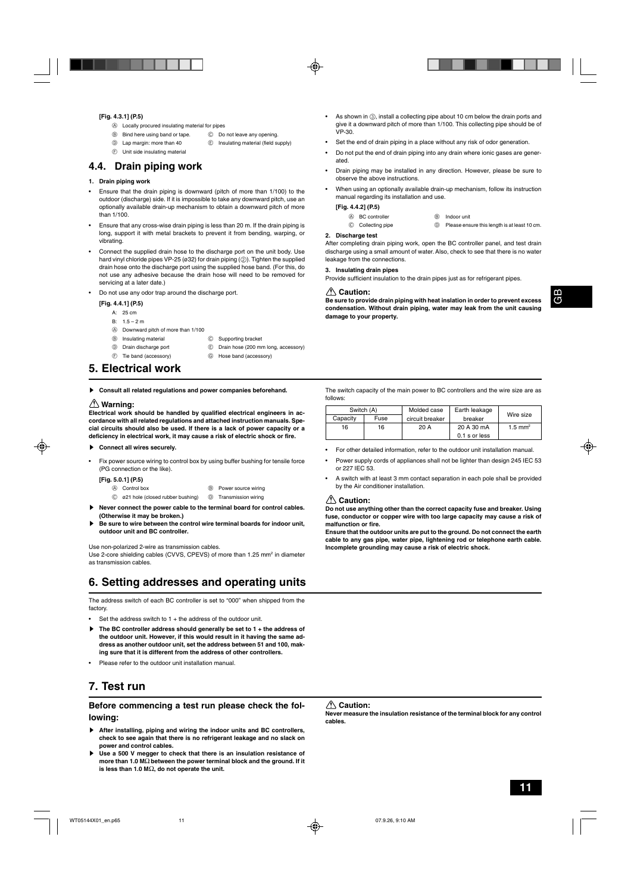**[Fig. 4.3.1] (P.5)**

- Ⓐ Locally procured insulating material for pipes
- Ⓑ Bind here using band or tape.
- Ⓒ Do not leave any opening.
- Ⓓ Lap margin: more than 40
- Ⓔ Insulating material (field supply)
- Ⓕ Unit side insulating material

## 4.4. Drain piping work

**1. Drain piping work**

- Ensure that the drain piping is downward (pitch of more than 1/100) to the outdoor (discharge) side. If it is impossible to take any downward pitch, use an optionally available drain-up mechanism to obtain a downward pitch of more than 1/100.
- Ensure that any cross-wise drain piping is less than 20 m. If the drain piping is long, support it with metal brackets to prevent it from bending, warping, or vibrating.
- Connect the supplied drain hose to the discharge port on the unit body. Use hard vinyl chloride pipes VP-25 (ø32) for drain piping (②). Tighten the supplied drain hose onto the discharge port using the supplied hose band. (For this, do not use any adhesive because the drain hose will need to be removed for servicing at a later date.)
- Do not use any odor trap around the discharge port.

**[Fig. 4.4.1] (P.5)**

- A: 25 cm
- B: 1.5 – 2 m
- Ⓐ Downward pitch of more than 1/100
- Ⓑ Insulating material
- Ⓒ Supporting bracket
- Ⓓ Drain discharge port
- Ⓔ Drain hose (200 mm long, accessory)
- Ⓕ Tie band (accessory)
- Ⓖ Hose band (accessory)

- As shown in ③, install a collecting pipe about 10 cm below the drain ports and give it a downward pitch of more than 1/100. This collecting pipe should be of VP-30.
- Set the end of drain piping in a place without any risk of odor generation.
- Do not put the end of drain piping into any drain where ionic gases are generated.
- Drain piping may be installed in any direction. However, please be sure to observe the above instructions.
- When using an optionally available drain-up mechanism, follow its instruction manual regarding its installation and use.

**[Fig. 4.4.2] (P.5)**

- Ⓐ BC controller
- Ⓑ Indoor unit
- Ⓒ Collecting pipe
- Ⓓ Please ensure this length is at least 10 cm.

**2. Discharge test**

After completing drain piping work, open the BC controller panel, and test drain discharge using a small amount of water. Also, check to see that there is no water leakage from the connections.

**3. Insulating drain pipes**

Provide sufficient insulation to the drain pipes just as for refrigerant pipes.

**⚠ Caution:**

**Be sure to provide drain piping with heat inslation in order to prevent excess condensation. Without drain piping, water may leak from the unit causing damage to your property.**

# 5. Electrical work

▶ **Consult all related regulations and power companies beforehand.**

**⚠ Warning:**

**Electrical work should be handled by qualified electrical engineers in accordance with all related regulations and attached instruction manuals. Special circuits should also be used. If there is a lack of power capacity or a deficiency in electrical work, it may cause a risk of electric shock or fire.**

▶ **Connect all wires securely.**

- Fix power source wiring to control box by using buffer bushing for tensile force (PG connection or the like).

**[Fig. 5.0.1] (P.5)**

- Ⓐ Control box
- Ⓑ Power source wiring
- Ⓒ ø21 hole (closed rubber bushing)
- Ⓓ Transmission wiring

▶ **Never connect the power cable to the terminal board for control cables. (Otherwise it may be broken.)**

▶ **Be sure to wire between the control wire terminal boards for indoor unit, outdoor unit and BC controller.**

Use non-polarized 2-wire as transmission cables.

Use 2-core shielding cables (CVVS, CPEVS) of more than 1.25 mm² in diameter as transmission cables.

The switch capacity of the main power to BC controllers and the wire size are as follows:

| Switch (A) | | Molded case circuit breaker | Earth leakage breaker | Wire size |
|---|---|---|---|---|
| Capacity | Fuse | | | |
| 16 | 16 | 20 A | 20 A 30 mA 0.1 s or less | 1.5 mm² |

- For other detailed information, refer to the outdoor unit installation manual.
- Power supply cords of appliances shall not be lighter than design 245 IEC 53 or 227 IEC 53.
- A switch with at least 3 mm contact separation in each pole shall be provided by the Air conditioner installation.

**⚠ Caution:**

**Do not use anything other than the correct capacity fuse and breaker. Using fuse, conductor or copper wire with too large capacity may cause a risk of malfunction or fire.**

**Ensure that the outdoor units are put to the ground. Do not connect the earth cable to any gas pipe, water pipe, lightening rod or telephone earth cable. Incomplete grounding may cause a risk of electric shock.**

# 6. Setting addresses and operating units

The address switch of each BC controller is set to "000" when shipped from the factory.

- Set the address switch to 1 + the address of the outdoor unit.

▶ **The BC controller address should generally be set to 1 + the address of the outdoor unit. However, if this would result in it having the same address as another outdoor unit, set the address between 51 and 100, making sure that it is different from the address of other controllers.**

- Please refer to the outdoor unit installation manual.

# 7. Test run

### Before commencing a test run please check the following:

▶ **After installing, piping and wiring the indoor units and BC controllers, check to see again that there is no refrigerant leakage and no slack on power and control cables.**

▶ **Use a 500 V megger to check that there is an insulation resistance of more than 1.0 MΩ between the power terminal block and the ground. If it is less than 1.0 MΩ, do not operate the unit.**

**⚠ Caution:**

**Never measure the insulation resistance of the terminal block for any control cables.**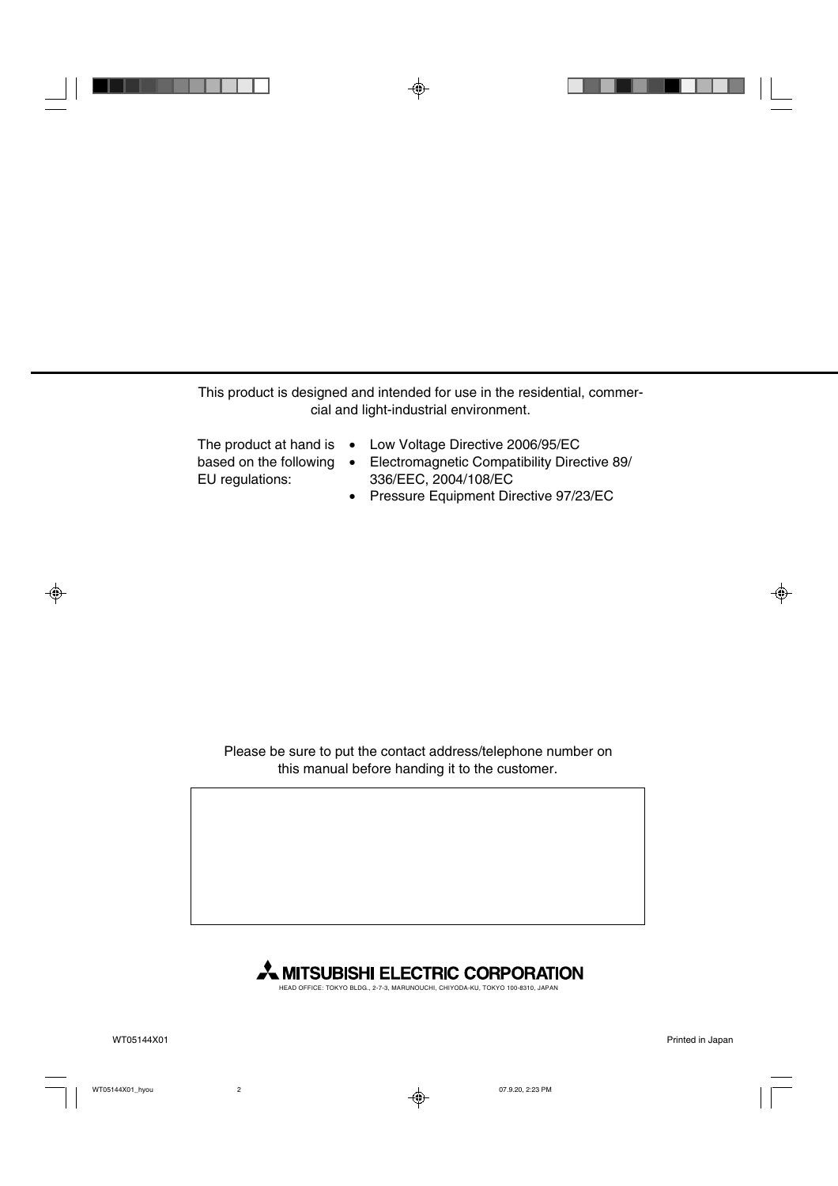This product is designed and intended for use in the residential, commercial and light-industrial environment.

The product at hand is based on the following EU regulations:

- Low Voltage Directive 2006/95/EC
- Electromagnetic Compatibility Directive 89/336/EEC, 2004/108/EC
- Pressure Equipment Directive 97/23/EC

Please be sure to put the contact address/telephone number on this manual before handing it to the customer.

| |
|---|
| |

**MITSUBISHI ELECTRIC CORPORATION**

HEAD OFFICE: TOKYO BLDG., 2-7-3, MARUNOUCHI, CHIYODA-KU, TOKYO 100-8310, JAPAN

WT05144X01

Printed in Japan